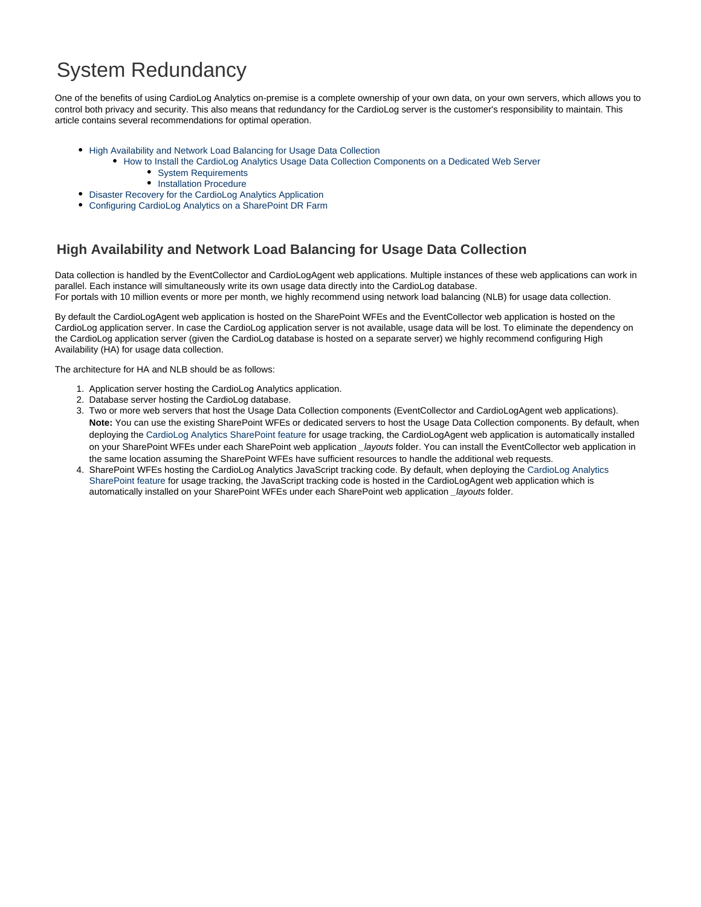# System Redundancy

One of the benefits of using CardioLog Analytics on-premise is a complete ownership of your own data, on your own servers, which allows you to control both privacy and security. This also means that redundancy for the CardioLog server is the customer's responsibility to maintain. This article contains several recommendations for optimal operation.

- High Availability and Network Load Balancing for Usage Data Collection
  - How to Install the CardioLog Analytics Usage Data Collection Components on a Dedicated Web Server
    - System Requirements
    - Installation Procedure
- Disaster Recovery for the CardioLog Analytics Application
- Configuring CardioLog Analytics on a SharePoint DR Farm

## High Availability and Network Load Balancing for Usage Data Collection

Data collection is handled by the EventCollector and CardioLogAgent web applications. Multiple instances of these web applications can work in parallel. Each instance will simultaneously write its own usage data directly into the CardioLog database.
For portals with 10 million events or more per month, we highly recommend using network load balancing (NLB) for usage data collection.

By default the CardioLogAgent web application is hosted on the SharePoint WFEs and the EventCollector web application is hosted on the CardioLog application server. In case the CardioLog application server is not available, usage data will be lost. To eliminate the dependency on the CardioLog application server (given the CardioLog database is hosted on a separate server) we highly recommend configuring High Availability (HA) for usage data collection.

The architecture for HA and NLB should be as follows:

1. Application server hosting the CardioLog Analytics application.
2. Database server hosting the CardioLog database.
3. Two or more web servers that host the Usage Data Collection components (EventCollector and CardioLogAgent web applications).
   **Note:** You can use the existing SharePoint WFEs or dedicated servers to host the Usage Data Collection components. By default, when deploying the CardioLog Analytics SharePoint feature for usage tracking, the CardioLogAgent web application is automatically installed on your SharePoint WFEs under each SharePoint web application *_layouts* folder. You can install the EventCollector web application in the same location assuming the SharePoint WFEs have sufficient resources to handle the additional web requests.
4. SharePoint WFEs hosting the CardioLog Analytics JavaScript tracking code. By default, when deploying the CardioLog Analytics SharePoint feature for usage tracking, the JavaScript tracking code is hosted in the CardioLogAgent web application which is automatically installed on your SharePoint WFEs under each SharePoint web application *_layouts* folder.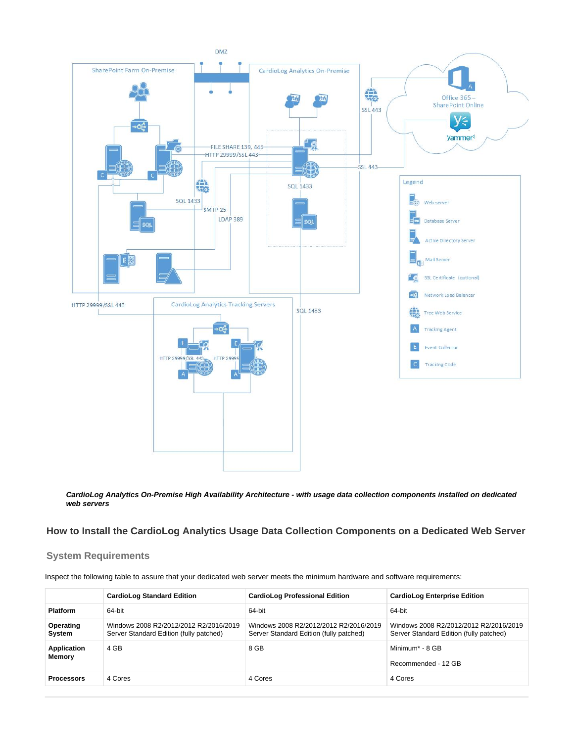*CardioLog Analytics On-Premise High Availability Architecture - with usage data collection components installed on dedicated web servers*

## How to Install the CardioLog Analytics Usage Data Collection Components on a Dedicated Web Server

### System Requirements

Inspect the following table to assure that your dedicated web server meets the minimum hardware and software requirements:

| | CardioLog Standard Edition | CardioLog Professional Edition | CardioLog Enterprise Edition |
|---|---|---|---|
| **Platform** | 64-bit | 64-bit | 64-bit |
| **Operating System** | Windows 2008 R2/2012/2012 R2/2016/2019 Server Standard Edition (fully patched) | Windows 2008 R2/2012/2012 R2/2016/2019 Server Standard Edition (fully patched) | Windows 2008 R2/2012/2012 R2/2016/2019 Server Standard Edition (fully patched) |
| **Application Memory** | 4 GB | 8 GB | Minimum* - 8 GB<br><br>Recommended - 12 GB |
| **Processors** | 4 Cores | 4 Cores | 4 Cores |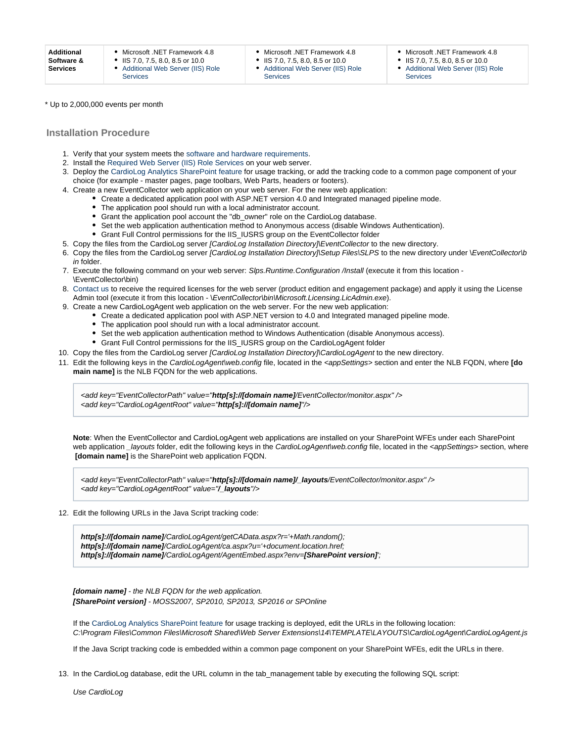| Additional Software & Services | • Microsoft .NET Framework 4.8<br>• IIS 7.0, 7.5, 8.0, 8.5 or 10.0<br>• Additional Web Server (IIS) Role Services | • Microsoft .NET Framework 4.8<br>• IIS 7.0, 7.5, 8.0, 8.5 or 10.0<br>• Additional Web Server (IIS) Role Services | • Microsoft .NET Framework 4.8<br>• IIS 7.0, 7.5, 8.0, 8.5 or 10.0<br>• Additional Web Server (IIS) Role Services |
|---|---|---|---|

* Up to 2,000,000 events per month

## Installation Procedure

1. Verify that your system meets the software and hardware requirements.
2. Install the Required Web Server (IIS) Role Services on your web server.
3. Deploy the CardioLog Analytics SharePoint feature for usage tracking, or add the tracking code to a common page component of your choice (for example - master pages, page toolbars, Web Parts, headers or footers).
4. Create a new EventCollector web application on your web server. For the new web application:
   - Create a dedicated application pool with ASP.NET version 4.0 and Integrated managed pipeline mode.
   - The application pool should run with a local administrator account.
   - Grant the application pool account the "db_owner" role on the CardioLog database.
   - Set the web application authentication method to Anonymous access (disable Windows Authentication).
   - Grant Full Control permissions for the IIS_IUSRS group on the EventCollector folder
5. Copy the files from the CardioLog server *[CardioLog Installation Directory]\EventCollector* to the new directory.
6. Copy the files from the CardioLog server *[CardioLog Installation Directory]\Setup Files\SLPS* to the new directory under *\EventCollector\bin* folder.
7. Execute the following command on your web server: *Slps.Runtime.Configuration /Install* (execute it from this location - \EventCollector\bin)
8. Contact us to receive the required licenses for the web server (product edition and engagement package) and apply it using the License Admin tool (execute it from this location - *\EventCollector\bin\Microsoft.Licensing.LicAdmin.exe*).
9. Create a new CardioLogAgent web application on the web server. For the new web application:
   - Create a dedicated application pool with ASP.NET version to 4.0 and Integrated managed pipeline mode.
   - The application pool should run with a local administrator account.
   - Set the web application authentication method to Windows Authentication (disable Anonymous access).
   - Grant Full Control permissions for the IIS_IUSRS group on the CardioLogAgent folder
10. Copy the files from the CardioLog server *[CardioLog Installation Directory]\CardioLogAgent* to the new directory.
11. Edit the following keys in the *CardioLogAgent\web.config* file, located in the *<appSettings>* section and enter the NLB FQDN, where **[domain name]** is the NLB FQDN for the web applications.

    ```
    <add key="EventCollectorPath" value="http[s]://[domain name]/EventCollector/monitor.aspx" />
    <add key="CardioLogAgentRoot" value="http[s]://[domain name]"/>
    ```

    **Note**: When the EventCollector and CardioLogAgent web applications are installed on your SharePoint WFEs under each SharePoint web application *_layouts* folder, edit the following keys in the *CardioLogAgent\web.config* file, located in the *<appSettings>* section, where **[domain name]** is the SharePoint web application FQDN.

    ```
    <add key="EventCollectorPath" value="http[s]://[domain name]/_layouts/EventCollector/monitor.aspx" />
    <add key="CardioLogAgentRoot" value="/_layouts"/>
    ```

12. Edit the following URLs in the Java Script tracking code:

    ```
    http[s]://[domain name]/CardioLogAgent/getCAData.aspx?r='+Math.random();
    http[s]://[domain name]/CardioLogAgent/ca.aspx?u='+document.location.href;
    http[s]://[domain name]/CardioLogAgent/AgentEmbed.aspx?env=[SharePoint version]';
    ```

    ***[domain name]*** *- the NLB FQDN for the web application.*
    ***[SharePoint version]*** *- MOSS2007, SP2010, SP2013, SP2016 or SPOnline*

    If the CardioLog Analytics SharePoint feature for usage tracking is deployed, edit the URLs in the following location: *C:\Program Files\Common Files\Microsoft Shared\Web Server Extensions\14\TEMPLATE\LAYOUTS\CardioLogAgent\CardioLogAgent.js*

    If the Java Script tracking code is embedded within a common page component on your SharePoint WFEs, edit the URLs in there.

13. In the CardioLog database, edit the URL column in the tab_management table by executing the following SQL script:

    *Use CardioLog*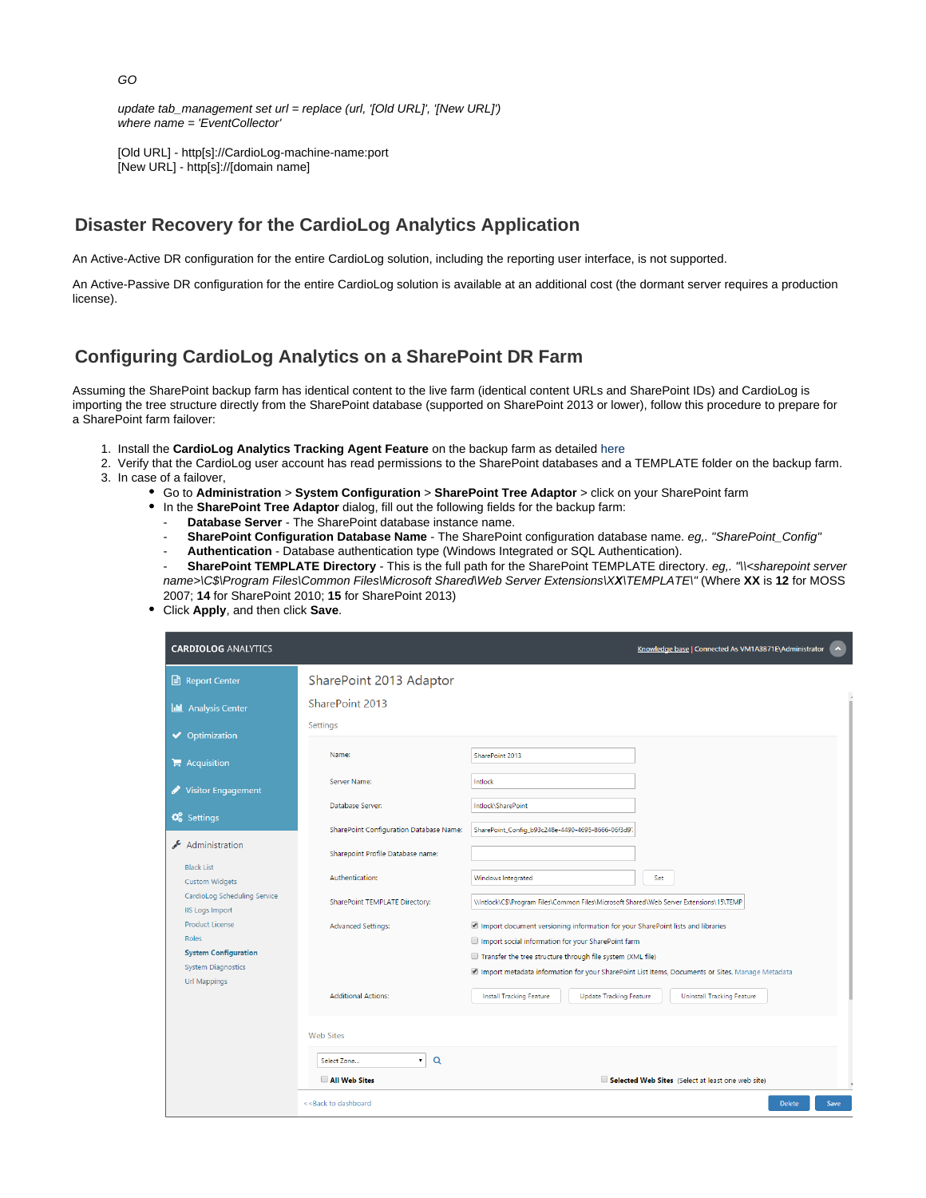*GO*

*update tab_management set url = replace (url, '[Old URL]', '[New URL]')*
*where name = 'EventCollector'*

[Old URL] - http[s]://CardioLog-machine-name:port
[New URL] - http[s]://[domain name]

## Disaster Recovery for the CardioLog Analytics Application

An Active-Active DR configuration for the entire CardioLog solution, including the reporting user interface, is not supported.

An Active-Passive DR configuration for the entire CardioLog solution is available at an additional cost (the dormant server requires a production license).

## Configuring CardioLog Analytics on a SharePoint DR Farm

Assuming the SharePoint backup farm has identical content to the live farm (identical content URLs and SharePoint IDs) and CardioLog is importing the tree structure directly from the SharePoint database (supported on SharePoint 2013 or lower), follow this procedure to prepare for a SharePoint farm failover:

1. Install the **CardioLog Analytics Tracking Agent Feature** on the backup farm as detailed here
2. Verify that the CardioLog user account has read permissions to the SharePoint databases and a TEMPLATE folder on the backup farm.
3. In case of a failover,
   - Go to **Administration** > **System Configuration** > **SharePoint Tree Adaptor** > click on your SharePoint farm
   - In the **SharePoint Tree Adaptor** dialog, fill out the following fields for the backup farm:
     - **Database Server** - The SharePoint database instance name.
     - **SharePoint Configuration Database Name** - The SharePoint configuration database name. *eg,. "SharePoint_Config"*
     - **Authentication** - Database authentication type (Windows Integrated or SQL Authentication).
     - **SharePoint TEMPLATE Directory** - This is the full path for the SharePoint TEMPLATE directory. *eg,. "\\<sharepoint server name>\C$\Program Files\Common Files\Microsoft Shared\Web Server Extensions\X**X**\TEMPLATE\"* (Where **XX** is **12** for MOSS 2007; **14** for SharePoint 2010; **15** for SharePoint 2013)
   - Click **Apply**, and then click **Save**.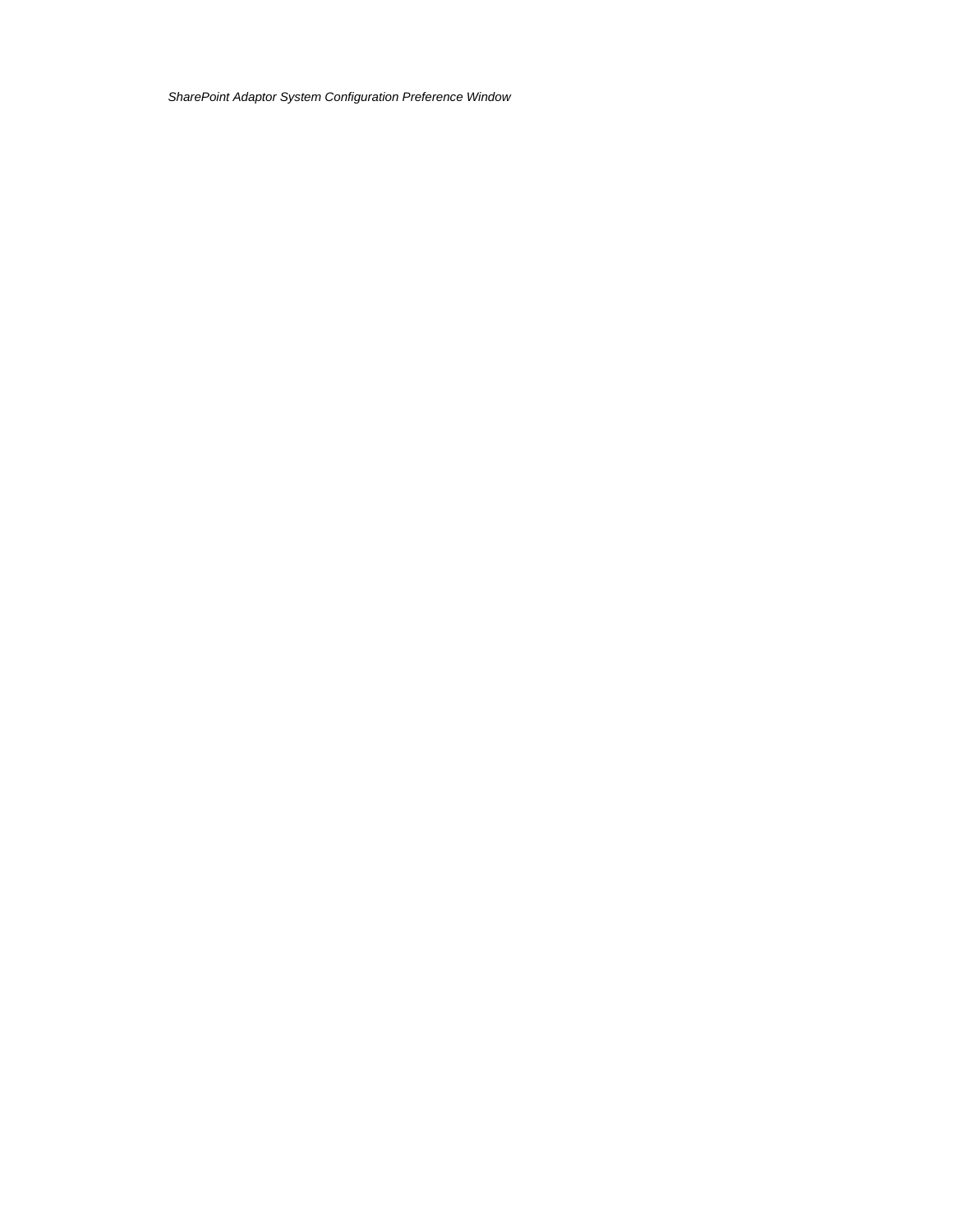*SharePoint Adaptor System Configuration Preference Window*